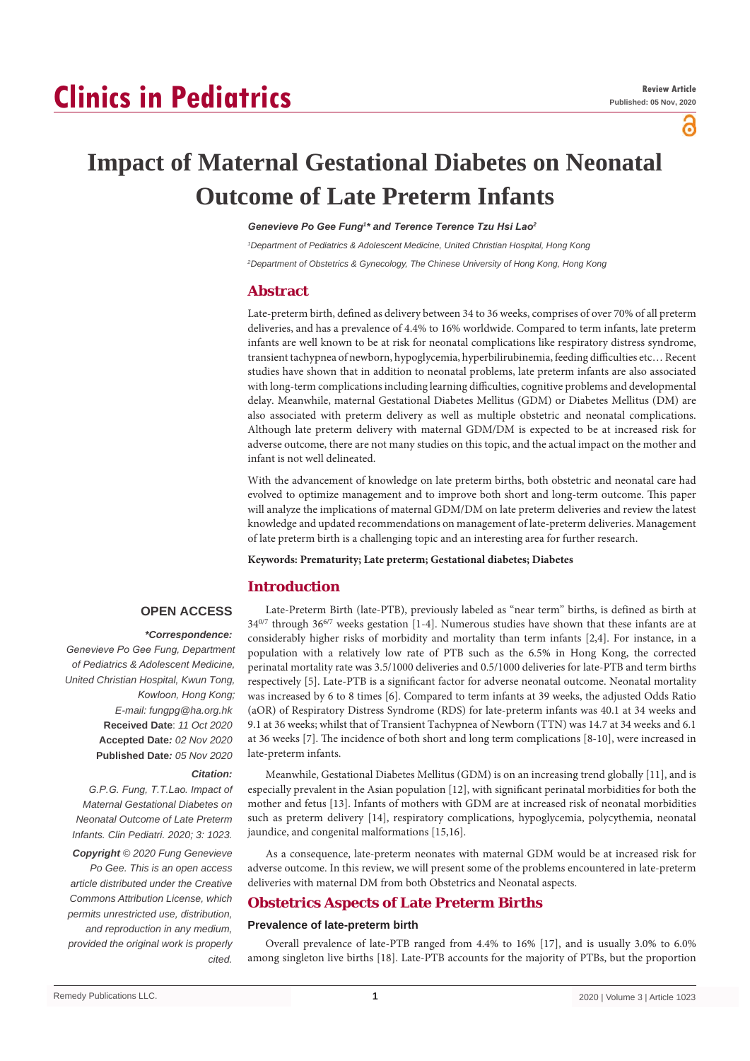# Impact of Maternal Gestational Diabetes on Neonatal Outcome of Late Preterm Infants

***Genevieve Po Gee Fung[1]\* and Terence Terence Tzu Hsi Lao[2]***

*[1]Department of Pediatrics & Adolescent Medicine, United Christian Hospital, Hong Kong*

*[2]Department of Obstetrics & Gynecology, The Chinese University of Hong Kong, Hong Kong*

## Abstract

Late-preterm birth, defined as delivery between 34 to 36 weeks, comprises of over 70% of all preterm deliveries, and has a prevalence of 4.4% to 16% worldwide. Compared to term infants, late preterm infants are well known to be at risk for neonatal complications like respiratory distress syndrome, transient tachypnea of newborn, hypoglycemia, hyperbilirubinemia, feeding difficulties etc… Recent studies have shown that in addition to neonatal problems, late preterm infants are also associated with long-term complications including learning difficulties, cognitive problems and developmental delay. Meanwhile, maternal Gestational Diabetes Mellitus (GDM) or Diabetes Mellitus (DM) are also associated with preterm delivery as well as multiple obstetric and neonatal complications. Although late preterm delivery with maternal GDM/DM is expected to be at increased risk for adverse outcome, there are not many studies on this topic, and the actual impact on the mother and infant is not well delineated.

With the advancement of knowledge on late preterm births, both obstetric and neonatal care had evolved to optimize management and to improve both short and long-term outcome. This paper will analyze the implications of maternal GDM/DM on late preterm deliveries and review the latest knowledge and updated recommendations on management of late-preterm deliveries. Management of late preterm birth is a challenging topic and an interesting area for further research.

**Keywords: Prematurity; Late preterm; Gestational diabetes; Diabetes**

**OPEN ACCESS**

***\*Correspondence:***

*Genevieve Po Gee Fung, Department of Pediatrics & Adolescent Medicine, United Christian Hospital, Kwun Tong, Kowloon, Hong Kong;*
*E-mail: fungpg@ha.org.hk*

**Received Date**: *11 Oct 2020*
**Accepted Date:** *02 Nov 2020*
**Published Date:** *05 Nov 2020*

***Citation:***

*G.P.G. Fung, T.T.Lao. Impact of Maternal Gestational Diabetes on Neonatal Outcome of Late Preterm Infants. Clin Pediatri. 2020; 3: 1023.*

***Copyright** © 2020 Fung Genevieve Po Gee. This is an open access article distributed under the Creative Commons Attribution License, which permits unrestricted use, distribution, and reproduction in any medium, provided the original work is properly cited.*

## Introduction

Late-Preterm Birth (late-PTB), previously labeled as "near term" births, is defined as birth at $34^{0/7}$ through $36^{6/7}$ weeks gestation [1-4]. Numerous studies have shown that these infants are at considerably higher risks of morbidity and mortality than term infants [2,4]. For instance, in a population with a relatively low rate of PTB such as the 6.5% in Hong Kong, the corrected perinatal mortality rate was 3.5/1000 deliveries and 0.5/1000 deliveries for late-PTB and term births respectively [5]. Late-PTB is a significant factor for adverse neonatal outcome. Neonatal mortality was increased by 6 to 8 times [6]. Compared to term infants at 39 weeks, the adjusted Odds Ratio (aOR) of Respiratory Distress Syndrome (RDS) for late-preterm infants was 40.1 at 34 weeks and 9.1 at 36 weeks; whilst that of Transient Tachypnea of Newborn (TTN) was 14.7 at 34 weeks and 6.1 at 36 weeks [7]. The incidence of both short and long term complications [8-10], were increased in late-preterm infants.

Meanwhile, Gestational Diabetes Mellitus (GDM) is on an increasing trend globally [11], and is especially prevalent in the Asian population [12], with significant perinatal morbidities for both the mother and fetus [13]. Infants of mothers with GDM are at increased risk of neonatal morbidities such as preterm delivery [14], respiratory complications, hypoglycemia, polycythemia, neonatal jaundice, and congenital malformations [15,16].

As a consequence, late-preterm neonates with maternal GDM would be at increased risk for adverse outcome. In this review, we will present some of the problems encountered in late-preterm deliveries with maternal DM from both Obstetrics and Neonatal aspects.

## Obstetrics Aspects of Late Preterm Births

### Prevalence of late-preterm birth

Overall prevalence of late-PTB ranged from 4.4% to 16% [17], and is usually 3.0% to 6.0% among singleton live births [18]. Late-PTB accounts for the majority of PTBs, but the proportion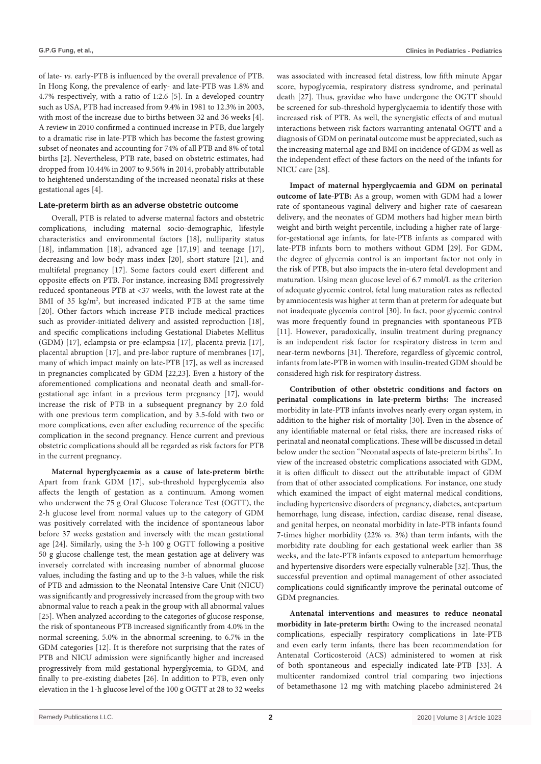of late- *vs.* early-PTB is influenced by the overall prevalence of PTB. In Hong Kong, the prevalence of early- and late-PTB was 1.8% and 4.7% respectively, with a ratio of 1:2.6 [5]. In a developed country such as USA, PTB had increased from 9.4% in 1981 to 12.3% in 2003, with most of the increase due to births between 32 and 36 weeks [4]. A review in 2010 confirmed a continued increase in PTB, due largely to a dramatic rise in late-PTB which has become the fastest growing subset of neonates and accounting for 74% of all PTB and 8% of total births [2]. Nevertheless, PTB rate, based on obstetric estimates, had dropped from 10.44% in 2007 to 9.56% in 2014, probably attributable to heightened understanding of the increased neonatal risks at these gestational ages [4].

### Late-preterm birth as an adverse obstetric outcome

Overall, PTB is related to adverse maternal factors and obstetric complications, including maternal socio-demographic, lifestyle characteristics and environmental factors [18], nulliparity status [18], inflammation [18], advanced age [17,19] and teenage [17], decreasing and low body mass index [20], short stature [21], and multifetal pregnancy [17]. Some factors could exert different and opposite effects on PTB. For instance, increasing BMI progressively reduced spontaneous PTB at <37 weeks, with the lowest rate at the BMI of 35 kg/m$^2$, but increased indicated PTB at the same time [20]. Other factors which increase PTB include medical practices such as provider-initiated delivery and assisted reproduction [18], and specific complications including Gestational Diabetes Mellitus (GDM) [17], eclampsia or pre-eclampsia [17], placenta previa [17], placental abruption [17], and pre-labor rupture of membranes [17], many of which impact mainly on late-PTB [17], as well as increased in pregnancies complicated by GDM [22,23]. Even a history of the aforementioned complications and neonatal death and small-for-gestational age infant in a previous term pregnancy [17], would increase the risk of PTB in a subsequent pregnancy by 2.0 fold with one previous term complication, and by 3.5-fold with two or more complications, even after excluding recurrence of the specific complication in the second pregnancy. Hence current and previous obstetric complications should all be regarded as risk factors for PTB in the current pregnancy.

**Maternal hyperglycaemia as a cause of late-preterm birth:** Apart from frank GDM [17], sub-threshold hyperglycemia also affects the length of gestation as a continuum. Among women who underwent the 75 g Oral Glucose Tolerance Test (OGTT), the 2-h glucose level from normal values up to the category of GDM was positively correlated with the incidence of spontaneous labor before 37 weeks gestation and inversely with the mean gestational age [24]. Similarly, using the 3-h 100 g OGTT following a positive 50 g glucose challenge test, the mean gestation age at delivery was inversely correlated with increasing number of abnormal glucose values, including the fasting and up to the 3-h values, while the risk of PTB and admission to the Neonatal Intensive Care Unit (NICU) was significantly and progressively increased from the group with two abnormal value to reach a peak in the group with all abnormal values [25]. When analyzed according to the categories of glucose response, the risk of spontaneous PTB increased significantly from 4.0% in the normal screening, 5.0% in the abnormal screening, to 6.7% in the GDM categories [12]. It is therefore not surprising that the rates of PTB and NICU admission were significantly higher and increased progressively from mild gestational hyperglycemia, to GDM, and finally to pre-existing diabetes [26]. In addition to PTB, even only elevation in the 1-h glucose level of the 100 g OGTT at 28 to 32 weeks was associated with increased fetal distress, low fifth minute Apgar score, hypoglycemia, respiratory distress syndrome, and perinatal death [27]. Thus, gravidae who have undergone the OGTT should be screened for sub-threshold hyperglycaemia to identify those with increased risk of PTB. As well, the synergistic effects of and mutual interactions between risk factors warranting antenatal OGTT and a diagnosis of GDM on perinatal outcome must be appreciated, such as the increasing maternal age and BMI on incidence of GDM as well as the independent effect of these factors on the need of the infants for NICU care [28].

**Impact of maternal hyperglycaemia and GDM on perinatal outcome of late-PTB:** As a group, women with GDM had a lower rate of spontaneous vaginal delivery and higher rate of caesarean delivery, and the neonates of GDM mothers had higher mean birth weight and birth weight percentile, including a higher rate of large-for-gestational age infants, for late-PTB infants as compared with late-PTB infants born to mothers without GDM [29]. For GDM, the degree of glycemia control is an important factor not only in the risk of PTB, but also impacts the in-utero fetal development and maturation. Using mean glucose level of 6.7 mmol/L as the criterion of adequate glycemic control, fetal lung maturation rates as reflected by amniocentesis was higher at term than at preterm for adequate but not inadequate glycemia control [30]. In fact, poor glycemic control was more frequently found in pregnancies with spontaneous PTB [11]. However, paradoxically, insulin treatment during pregnancy is an independent risk factor for respiratory distress in term and near-term newborns [31]. Therefore, regardless of glycemic control, infants from late-PTB in women with insulin-treated GDM should be considered high risk for respiratory distress.

**Contribution of other obstetric conditions and factors on perinatal complications in late-preterm births:** The increased morbidity in late-PTB infants involves nearly every organ system, in addition to the higher risk of mortality [30]. Even in the absence of any identifiable maternal or fetal risks, there are increased risks of perinatal and neonatal complications. These will be discussed in detail below under the section "Neonatal aspects of late-preterm births". In view of the increased obstetric complications associated with GDM, it is often difficult to dissect out the attributable impact of GDM from that of other associated complications. For instance, one study which examined the impact of eight maternal medical conditions, including hypertensive disorders of pregnancy, diabetes, antepartum hemorrhage, lung disease, infection, cardiac disease, renal disease, and genital herpes, on neonatal morbidity in late-PTB infants found 7-times higher morbidity (22% *vs.* 3%) than term infants, with the morbidity rate doubling for each gestational week earlier than 38 weeks, and the late-PTB infants exposed to antepartum hemorrhage and hypertensive disorders were especially vulnerable [32]. Thus, the successful prevention and optimal management of other associated complications could significantly improve the perinatal outcome of GDM pregnancies.

**Antenatal interventions and measures to reduce neonatal morbidity in late-preterm birth:** Owing to the increased neonatal complications, especially respiratory complications in late-PTB and even early term infants, there has been recommendation for Antenatal Corticosteroid (ACS) administered to women at risk of both spontaneous and especially indicated late-PTB [33]. A multicenter randomized control trial comparing two injections of betamethasone 12 mg with matching placebo administered 24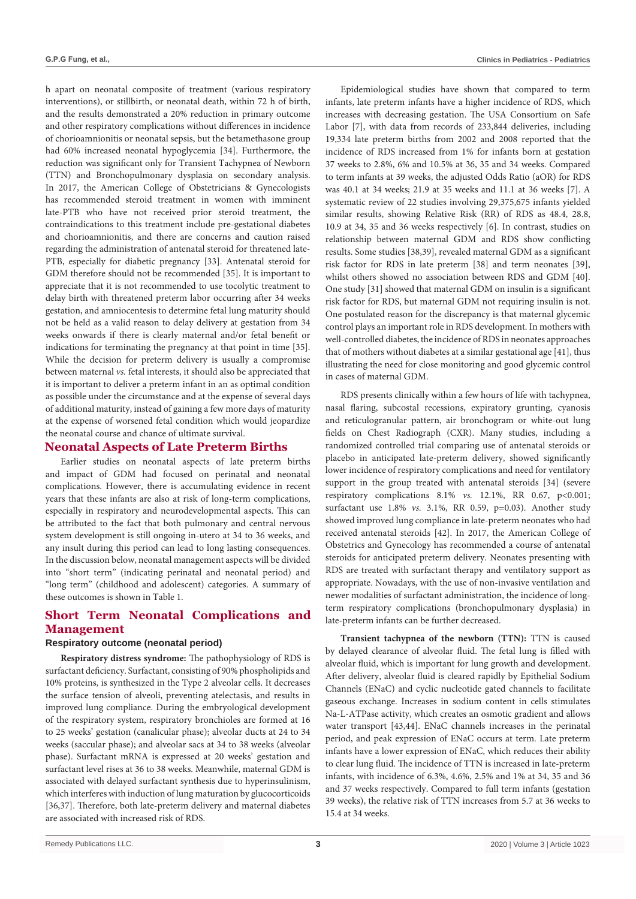h apart on neonatal composite of treatment (various respiratory interventions), or stillbirth, or neonatal death, within 72 h of birth, and the results demonstrated a 20% reduction in primary outcome and other respiratory complications without differences in incidence of chorioamnionitis or neonatal sepsis, but the betamethasone group had 60% increased neonatal hypoglycemia [34]. Furthermore, the reduction was significant only for Transient Tachypnea of Newborn (TTN) and Bronchopulmonary dysplasia on secondary analysis. In 2017, the American College of Obstetricians & Gynecologists has recommended steroid treatment in women with imminent late-PTB who have not received prior steroid treatment, the contraindications to this treatment include pre-gestational diabetes and chorioamnionitis, and there are concerns and caution raised regarding the administration of antenatal steroid for threatened late-PTB, especially for diabetic pregnancy [33]. Antenatal steroid for GDM therefore should not be recommended [35]. It is important to appreciate that it is not recommended to use tocolytic treatment to delay birth with threatened preterm labor occurring after 34 weeks gestation, and amniocentesis to determine fetal lung maturity should not be held as a valid reason to delay delivery at gestation from 34 weeks onwards if there is clearly maternal and/or fetal benefit or indications for terminating the pregnancy at that point in time [35]. While the decision for preterm delivery is usually a compromise between maternal *vs.* fetal interests, it should also be appreciated that it is important to deliver a preterm infant in an as optimal condition as possible under the circumstance and at the expense of several days of additional maturity, instead of gaining a few more days of maturity at the expense of worsened fetal condition which would jeopardize the neonatal course and chance of ultimate survival.

## Neonatal Aspects of Late Preterm Births

Earlier studies on neonatal aspects of late preterm births and impact of GDM had focused on perinatal and neonatal complications. However, there is accumulating evidence in recent years that these infants are also at risk of long-term complications, especially in respiratory and neurodevelopmental aspects. This can be attributed to the fact that both pulmonary and central nervous system development is still ongoing in-utero at 34 to 36 weeks, and any insult during this period can lead to long lasting consequences. In the discussion below, neonatal management aspects will be divided into "short term" (indicating perinatal and neonatal period) and "long term" (childhood and adolescent) categories. A summary of these outcomes is shown in Table 1.

## Short Term Neonatal Complications and Management

### Respiratory outcome (neonatal period)

**Respiratory distress syndrome:** The pathophysiology of RDS is surfactant deficiency. Surfactant, consisting of 90% phospholipids and 10% proteins, is synthesized in the Type 2 alveolar cells. It decreases the surface tension of alveoli, preventing atelectasis, and results in improved lung compliance. During the embryological development of the respiratory system, respiratory bronchioles are formed at 16 to 25 weeks' gestation (canalicular phase); alveolar ducts at 24 to 34 weeks (saccular phase); and alveolar sacs at 34 to 38 weeks (alveolar phase). Surfactant mRNA is expressed at 20 weeks' gestation and surfactant level rises at 36 to 38 weeks. Meanwhile, maternal GDM is associated with delayed surfactant synthesis due to hyperinsulinism, which interferes with induction of lung maturation by glucocorticoids [36,37]. Therefore, both late-preterm delivery and maternal diabetes are associated with increased risk of RDS.

Epidemiological studies have shown that compared to term infants, late preterm infants have a higher incidence of RDS, which increases with decreasing gestation. The USA Consortium on Safe Labor [7], with data from records of 233,844 deliveries, including 19,334 late preterm births from 2002 and 2008 reported that the incidence of RDS increased from 1% for infants born at gestation 37 weeks to 2.8%, 6% and 10.5% at 36, 35 and 34 weeks. Compared to term infants at 39 weeks, the adjusted Odds Ratio (aOR) for RDS was 40.1 at 34 weeks; 21.9 at 35 weeks and 11.1 at 36 weeks [7]. A systematic review of 22 studies involving 29,375,675 infants yielded similar results, showing Relative Risk (RR) of RDS as 48.4, 28.8, 10.9 at 34, 35 and 36 weeks respectively [6]. In contrast, studies on relationship between maternal GDM and RDS show conflicting results. Some studies [38,39], revealed maternal GDM as a significant risk factor for RDS in late preterm [38] and term neonates [39], whilst others showed no association between RDS and GDM [40]. One study [31] showed that maternal GDM on insulin is a significant risk factor for RDS, but maternal GDM not requiring insulin is not. One postulated reason for the discrepancy is that maternal glycemic control plays an important role in RDS development. In mothers with well-controlled diabetes, the incidence of RDS in neonates approaches that of mothers without diabetes at a similar gestational age [41], thus illustrating the need for close monitoring and good glycemic control in cases of maternal GDM.

RDS presents clinically within a few hours of life with tachypnea, nasal flaring, subcostal recessions, expiratory grunting, cyanosis and reticulogranular pattern, air bronchogram or white-out lung fields on Chest Radiograph (CXR). Many studies, including a randomized controlled trial comparing use of antenatal steroids or placebo in anticipated late-preterm delivery, showed significantly lower incidence of respiratory complications and need for ventilatory support in the group treated with antenatal steroids [34] (severe respiratory complications 8.1% *vs.* 12.1%, RR 0.67, p<0.001; surfactant use 1.8% *vs.* 3.1%, RR 0.59, p=0.03). Another study showed improved lung compliance in late-preterm neonates who had received antenatal steroids [42]. In 2017, the American College of Obstetrics and Gynecology has recommended a course of antenatal steroids for anticipated preterm delivery. Neonates presenting with RDS are treated with surfactant therapy and ventilatory support as appropriate. Nowadays, with the use of non-invasive ventilation and newer modalities of surfactant administration, the incidence of long-term respiratory complications (bronchopulmonary dysplasia) in late-preterm infants can be further decreased.

**Transient tachypnea of the newborn (TTN):** TTN is caused by delayed clearance of alveolar fluid. The fetal lung is filled with alveolar fluid, which is important for lung growth and development. After delivery, alveolar fluid is cleared rapidly by Epithelial Sodium Channels (ENaC) and cyclic nucleotide gated channels to facilitate gaseous exchange. Increases in sodium content in cells stimulates Na-L-ATPase activity, which creates an osmotic gradient and allows water transport [43,44]. ENaC channels increases in the perinatal period, and peak expression of ENaC occurs at term. Late preterm infants have a lower expression of ENaC, which reduces their ability to clear lung fluid. The incidence of TTN is increased in late-preterm infants, with incidence of 6.3%, 4.6%, 2.5% and 1% at 34, 35 and 36 and 37 weeks respectively. Compared to full term infants (gestation 39 weeks), the relative risk of TTN increases from 5.7 at 36 weeks to 15.4 at 34 weeks.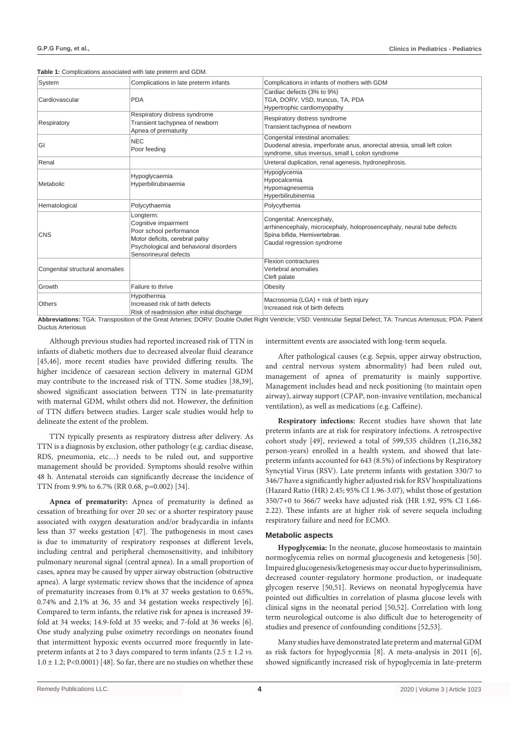**Table 1:** Complications associated with late preterm and GDM.

| System | Complications in late preterm infants | Complications in infants of mothers with GDM |
|---|---|---|
| Cardiovascular | PDA | Cardiac defects (3% to 9%)<br>TGA, DORV, VSD, truncus, TA, PDA<br>Hypertrophic cardiomyopathy |
| Respiratory | Respiratory distress syndrome<br>Transient tachypnea of newborn<br>Apnea of prematurity | Respiratory distress syndrome<br>Transient tachypnea of newborn |
| GI | NEC<br>Poor feeding | Congenital intestinal anomalies:<br>Duodenal atresia, imperforate anus, anorectal atresia, small left colon syndrome, situs inversus, small L colon syndrome |
| Renal | | Ureteral duplication, renal agenesis, hydronephrosis. |
| Metabolic | Hypoglycaemia<br>Hyperbilirubinaemia | Hypoglycemia<br>Hypocalcemia<br>Hypomagnesemia<br>Hyperbilirubinemia |
| Hematological | Polycythaemia | Polycythemia |
| CNS | Longterm:<br>Cognitive impairment<br>Poor school performance<br>Motor deficits, cerebral palsy<br>Psychological and behavioral disorders<br>Sensorineural defects | Congenital: Anencephaly,<br>arrhinencephaly, microcephaly, holoprosencephaly, neural tube defects<br>Spina bifida, Hemivertebrae.<br>Caudal regression syndrome |
| Congenital structural anomalies | | Flexion contractures<br>Vertebral anomalies<br>Cleft palate |
| Growth | Failure to thrive | Obesity |
| Others | Hypothermia<br>Increased risk of birth defects<br>Risk of readmission after initial discharge | Macrosomia (LGA) + risk of birth injury<br>Increased risk of birth defects |

**Abbreviations:** TGA: Transposition of the Great Arteries; DORV: Double Outlet Right Ventricle; VSD: Ventricular Septal Defect; TA: Truncus Arteriosus; PDA: Patent Ductus Arteriosus

Although previous studies had reported increased risk of TTN in infants of diabetic mothers due to decreased alveolar fluid clearance [45,46], more recent studies have provided differing results. The higher incidence of caesarean section delivery in maternal GDM may contribute to the increased risk of TTN. Some studies [38,39], showed significant association between TTN in late-prematurity with maternal GDM, whilst others did not. However, the definition of TTN differs between studies. Larger scale studies would help to delineate the extent of the problem.

TTN typically presents as respiratory distress after delivery. As TTN is a diagnosis by exclusion, other pathology (e.g. cardiac disease, RDS, pneumonia, etc…) needs to be ruled out, and supportive management should be provided. Symptoms should resolve within 48 h. Antenatal steroids can significantly decrease the incidence of TTN from 9.9% to 6.7% (RR 0.68, p=0.002) [34].

**Apnea of prematurity:** Apnea of prematurity is defined as cessation of breathing for over 20 sec or a shorter respiratory pause associated with oxygen desaturation and/or bradycardia in infants less than 37 weeks gestation [47]. The pathogenesis in most cases is due to immaturity of respiratory responses at different levels, including central and peripheral chemosensitivity, and inhibitory pulmonary neuronal signal (central apnea). In a small proportion of cases, apnea may be caused by upper airway obstruction (obstructive apnea). A large systematic review shows that the incidence of apnea of prematurity increases from 0.1% at 37 weeks gestation to 0.65%, 0.74% and 2.1% at 36, 35 and 34 gestation weeks respectively [6]. Compared to term infants, the relative risk for apnea is increased 39-fold at 34 weeks; 14.9-fold at 35 weeks; and 7-fold at 36 weeks [6]. One study analyzing pulse oximetry recordings on neonates found that intermittent hypoxic events occurred more frequently in late-preterm infants at 2 to 3 days compared to term infants ($2.5 \pm 1.2$ *vs.* $1.0 \pm 1.2$; P<0.0001) [48]. So far, there are no studies on whether these intermittent events are associated with long-term sequela.

After pathological causes (e.g. Sepsis, upper airway obstruction, and central nervous system abnormality) had been ruled out, management of apnea of prematurity is mainly supportive. Management includes head and neck positioning (to maintain open airway), airway support (CPAP, non-invasive ventilation, mechanical ventilation), as well as medications (e.g. Caffeine).

**Respiratory infections:** Recent studies have shown that late preterm infants are at risk for respiratory infections. A retrospective cohort study [49], reviewed a total of 599,535 children (1,216,382 person-years) enrolled in a health system, and showed that late-preterm infants accounted for 643 (8.5%) of infections by Respiratory Syncytial Virus (RSV). Late preterm infants with gestation 330/7 to 346/7 have a significantly higher adjusted risk for RSV hospitalizations (Hazard Ratio (HR) 2.45; 95% CI 1.96-3.07), whilst those of gestation 350/7+0 to 366/7 weeks have adjusted risk (HR 1.92, 95% CI 1.66-2.22). These infants are at higher risk of severe sequela including respiratory failure and need for ECMO.

### Metabolic aspects

**Hypoglycemia:** In the neonate, glucose homeostasis to maintain normoglycemia relies on normal glucogenesis and ketogenesis [50]. Impaired glucogenesis/ketogenesis may occur due to hyperinsulinism, decreased counter-regulatory hormone production, or inadequate glycogen reserve [50,51]. Reviews on neonatal hypoglycemia have pointed out difficulties in correlation of plasma glucose levels with clinical signs in the neonatal period [50,52]. Correlation with long term neurological outcome is also difficult due to heterogeneity of studies and presence of confounding conditions [52,53].

Many studies have demonstrated late preterm and maternal GDM as risk factors for hypoglycemia [8]. A meta-analysis in 2011 [6], showed significantly increased risk of hypoglycemia in late-preterm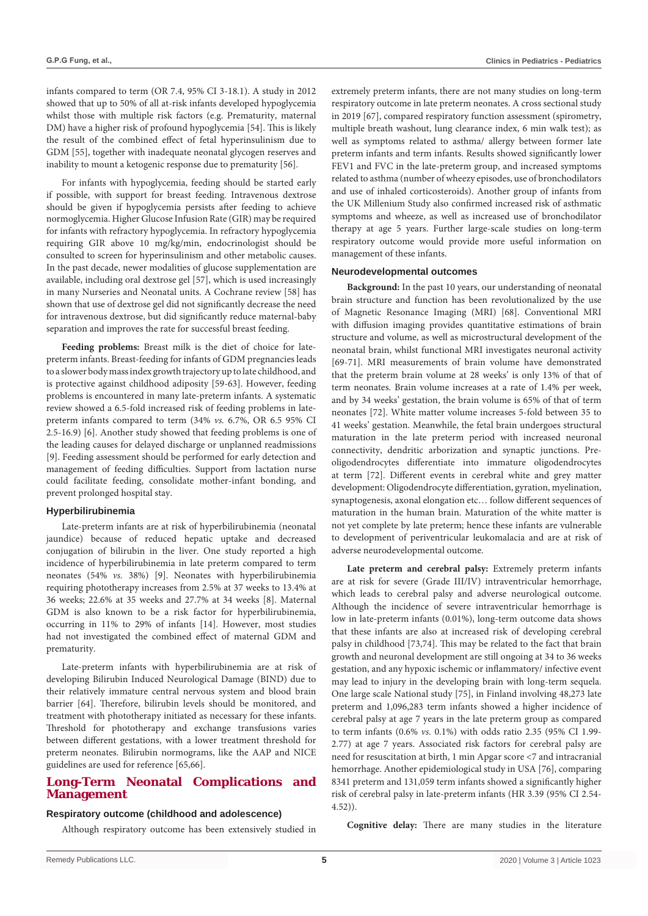infants compared to term (OR 7.4, 95% CI 3-18.1). A study in 2012 showed that up to 50% of all at-risk infants developed hypoglycemia whilst those with multiple risk factors (e.g. Prematurity, maternal DM) have a higher risk of profound hypoglycemia [54]. This is likely the result of the combined effect of fetal hyperinsulinism due to GDM [55], together with inadequate neonatal glycogen reserves and inability to mount a ketogenic response due to prematurity [56].

For infants with hypoglycemia, feeding should be started early if possible, with support for breast feeding. Intravenous dextrose should be given if hypoglycemia persists after feeding to achieve normoglycemia. Higher Glucose Infusion Rate (GIR) may be required for infants with refractory hypoglycemia. In refractory hypoglycemia requiring GIR above 10 mg/kg/min, endocrinologist should be consulted to screen for hyperinsulinism and other metabolic causes. In the past decade, newer modalities of glucose supplementation are available, including oral dextrose gel [57], which is used increasingly in many Nurseries and Neonatal units. A Cochrane review [58] has shown that use of dextrose gel did not significantly decrease the need for intravenous dextrose, but did significantly reduce maternal-baby separation and improves the rate for successful breast feeding.

**Feeding problems:** Breast milk is the diet of choice for late-preterm infants. Breast-feeding for infants of GDM pregnancies leads to a slower body mass index growth trajectory up to late childhood, and is protective against childhood adiposity [59-63]. However, feeding problems is encountered in many late-preterm infants. A systematic review showed a 6.5-fold increased risk of feeding problems in late-preterm infants compared to term (34% *vs.* 6.7%, OR 6.5 95% CI 2.5-16.9) [6]. Another study showed that feeding problems is one of the leading causes for delayed discharge or unplanned readmissions [9]. Feeding assessment should be performed for early detection and management of feeding difficulties. Support from lactation nurse could facilitate feeding, consolidate mother-infant bonding, and prevent prolonged hospital stay.

### Hyperbilirubinemia

Late-preterm infants are at risk of hyperbilirubinemia (neonatal jaundice) because of reduced hepatic uptake and decreased conjugation of bilirubin in the liver. One study reported a high incidence of hyperbilirubinemia in late preterm compared to term neonates (54% *vs.* 38%) [9]. Neonates with hyperbilirubinemia requiring phototherapy increases from 2.5% at 37 weeks to 13.4% at 36 weeks; 22.6% at 35 weeks and 27.7% at 34 weeks [8]. Maternal GDM is also known to be a risk factor for hyperbilirubinemia, occurring in 11% to 29% of infants [14]. However, most studies had not investigated the combined effect of maternal GDM and prematurity.

Late-preterm infants with hyperbilirubinemia are at risk of developing Bilirubin Induced Neurological Damage (BIND) due to their relatively immature central nervous system and blood brain barrier [64]. Therefore, bilirubin levels should be monitored, and treatment with phototherapy initiated as necessary for these infants. Threshold for phototherapy and exchange transfusions varies between different gestations, with a lower treatment threshold for preterm neonates. Bilirubin normograms, like the AAP and NICE guidelines are used for reference [65,66].

## Long-Term Neonatal Complications and Management

### Respiratory outcome (childhood and adolescence)

Although respiratory outcome has been extensively studied in extremely preterm infants, there are not many studies on long-term respiratory outcome in late preterm neonates. A cross sectional study in 2019 [67], compared respiratory function assessment (spirometry, multiple breath washout, lung clearance index, 6 min walk test); as well as symptoms related to asthma/ allergy between former late preterm infants and term infants. Results showed significantly lower FEV1 and FVC in the late-preterm group, and increased symptoms related to asthma (number of wheezy episodes, use of bronchodilators and use of inhaled corticosteroids). Another group of infants from the UK Millenium Study also confirmed increased risk of asthmatic symptoms and wheeze, as well as increased use of bronchodilator therapy at age 5 years. Further large-scale studies on long-term respiratory outcome would provide more useful information on management of these infants.

### Neurodevelopmental outcomes

**Background:** In the past 10 years, our understanding of neonatal brain structure and function has been revolutionalized by the use of Magnetic Resonance Imaging (MRI) [68]. Conventional MRI with diffusion imaging provides quantitative estimations of brain structure and volume, as well as microstructural development of the neonatal brain, whilst functional MRI investigates neuronal activity [69-71]. MRI measurements of brain volume have demonstrated that the preterm brain volume at 28 weeks' is only 13% of that of term neonates. Brain volume increases at a rate of 1.4% per week, and by 34 weeks' gestation, the brain volume is 65% of that of term neonates [72]. White matter volume increases 5-fold between 35 to 41 weeks' gestation. Meanwhile, the fetal brain undergoes structural maturation in the late preterm period with increased neuronal connectivity, dendritic arborization and synaptic junctions. Pre-oligodendrocytes differentiate into immature oligodendrocytes at term [72]. Different events in cerebral white and grey matter development: Oligodendrocyte differentiation, gyration, myelination, synaptogenesis, axonal elongation etc… follow different sequences of maturation in the human brain. Maturation of the white matter is not yet complete by late preterm; hence these infants are vulnerable to development of periventricular leukomalacia and are at risk of adverse neurodevelopmental outcome.

**Late preterm and cerebral palsy:** Extremely preterm infants are at risk for severe (Grade III/IV) intraventricular hemorrhage, which leads to cerebral palsy and adverse neurological outcome. Although the incidence of severe intraventricular hemorrhage is low in late-preterm infants (0.01%), long-term outcome data shows that these infants are also at increased risk of developing cerebral palsy in childhood [73,74]. This may be related to the fact that brain growth and neuronal development are still ongoing at 34 to 36 weeks gestation, and any hypoxic ischemic or inflammatory/ infective event may lead to injury in the developing brain with long-term sequela. One large scale National study [75], in Finland involving 48,273 late preterm and 1,096,283 term infants showed a higher incidence of cerebral palsy at age 7 years in the late preterm group as compared to term infants (0.6% *vs.* 0.1%) with odds ratio 2.35 (95% CI 1.99-2.77) at age 7 years. Associated risk factors for cerebral palsy are need for resuscitation at birth, 1 min Apgar score <7 and intracranial hemorrhage. Another epidemiological study in USA [76], comparing 8341 preterm and 131,059 term infants showed a significantly higher risk of cerebral palsy in late-preterm infants (HR 3.39 (95% CI 2.54-4.52)).

**Cognitive delay:** There are many studies in the literature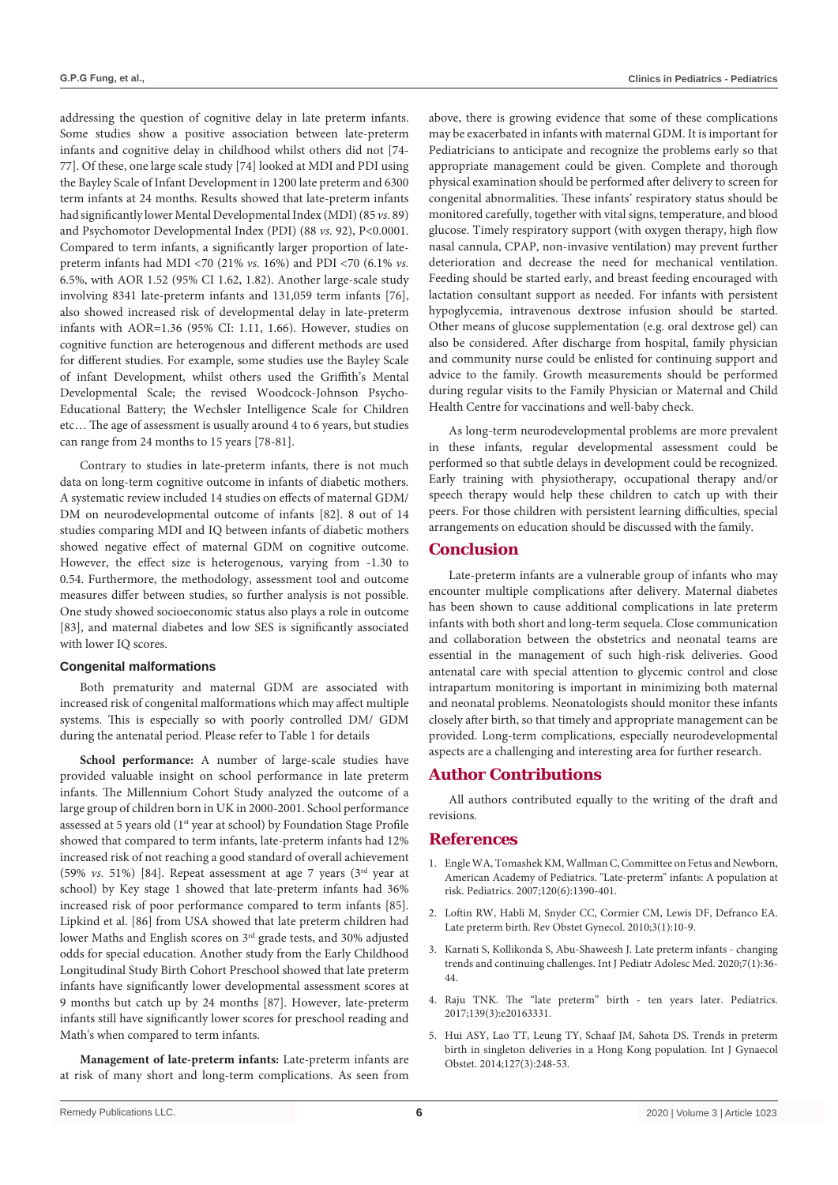addressing the question of cognitive delay in late preterm infants. Some studies show a positive association between late-preterm infants and cognitive delay in childhood whilst others did not [74-77]. Of these, one large scale study [74] looked at MDI and PDI using the Bayley Scale of Infant Development in 1200 late preterm and 6300 term infants at 24 months. Results showed that late-preterm infants had significantly lower Mental Developmental Index (MDI) (85 *vs.* 89) and Psychomotor Developmental Index (PDI) (88 *vs.* 92), P<0.0001. Compared to term infants, a significantly larger proportion of late-preterm infants had MDI <70 (21% *vs.* 16%) and PDI <70 (6.1% *vs.* 6.5%, with AOR 1.52 (95% CI 1.62, 1.82). Another large-scale study involving 8341 late-preterm infants and 131,059 term infants [76], also showed increased risk of developmental delay in late-preterm infants with AOR=1.36 (95% CI: 1.11, 1.66). However, studies on cognitive function are heterogeneous and different methods are used for different studies. For example, some studies use the Bayley Scale of infant Development, whilst others used the Griffith's Mental Developmental Scale; the revised Woodcock-Johnson Psycho-Educational Battery; the Wechsler Intelligence Scale for Children etc… The age of assessment is usually around 4 to 6 years, but studies can range from 24 months to 15 years [78-81].

Contrary to studies in late-preterm infants, there is not much data on long-term cognitive outcome in infants of diabetic mothers. A systematic review included 14 studies on effects of maternal GDM/DM on neurodevelopmental outcome of infants [82]. 8 out of 14 studies comparing MDI and IQ between infants of diabetic mothers showed negative effect of maternal GDM on cognitive outcome. However, the effect size is heterogeneous, varying from -1.30 to 0.54. Furthermore, the methodology, assessment tool and outcome measures differ between studies, so further analysis is not possible. One study showed socioeconomic status also plays a role in outcome [83], and maternal diabetes and low SES is significantly associated with lower IQ scores.

### Congenital malformations

Both prematurity and maternal GDM are associated with increased risk of congenital malformations which may affect multiple systems. This is especially so with poorly controlled DM/ GDM during the antenatal period. Please refer to Table 1 for details

**School performance:** A number of large-scale studies have provided valuable insight on school performance in late preterm infants. The Millennium Cohort Study analyzed the outcome of a large group of children born in UK in 2000-2001. School performance assessed at 5 years old (1st year at school) by Foundation Stage Profile showed that compared to term infants, late-preterm infants had 12% increased risk of not reaching a good standard of overall achievement (59% *vs.* 51%) [84]. Repeat assessment at age 7 years (3rd year at school) by Key stage 1 showed that late-preterm infants had 36% increased risk of poor performance compared to term infants [85]. Lipkind et al. [86] from USA showed that late preterm children had lower Maths and English scores on 3rd grade tests, and 30% adjusted odds for special education. Another study from the Early Childhood Longitudinal Study Birth Cohort Preschool showed that late preterm infants have significantly lower developmental assessment scores at 9 months but catch up by 24 months [87]. However, late-preterm infants still have significantly lower scores for preschool reading and Math's when compared to term infants.

**Management of late-preterm infants:** Late-preterm infants are at risk of many short and long-term complications. As seen from above, there is growing evidence that some of these complications may be exacerbated in infants with maternal GDM. It is important for Pediatricians to anticipate and recognize the problems early so that appropriate management could be given. Complete and thorough physical examination should be performed after delivery to screen for congenital abnormalities. These infants' respiratory status should be monitored carefully, together with vital signs, temperature, and blood glucose. Timely respiratory support (with oxygen therapy, high flow nasal cannula, CPAP, non-invasive ventilation) may prevent further deterioration and decrease the need for mechanical ventilation. Feeding should be started early, and breast feeding encouraged with lactation consultant support as needed. For infants with persistent hypoglycemia, intravenous dextrose infusion should be started. Other means of glucose supplementation (e.g. oral dextrose gel) can also be considered. After discharge from hospital, family physician and community nurse could be enlisted for continuing support and advice to the family. Growth measurements should be performed during regular visits to the Family Physician or Maternal and Child Health Centre for vaccinations and well-baby check.

As long-term neurodevelopmental problems are more prevalent in these infants, regular developmental assessment could be performed so that subtle delays in development could be recognized. Early training with physiotherapy, occupational therapy and/or speech therapy would help these children to catch up with their peers. For those children with persistent learning difficulties, special arrangements on education should be discussed with the family.

## Conclusion

Late-preterm infants are a vulnerable group of infants who may encounter multiple complications after delivery. Maternal diabetes has been shown to cause additional complications in late preterm infants with both short and long-term sequela. Close communication and collaboration between the obstetrics and neonatal teams are essential in the management of such high-risk deliveries. Good antenatal care with special attention to glycemic control and close intrapartum monitoring is important in minimizing both maternal and neonatal problems. Neonatologists should monitor these infants closely after birth, so that timely and appropriate management can be provided. Long-term complications, especially neurodevelopmental aspects are a challenging and interesting area for further research.

## Author Contributions

All authors contributed equally to the writing of the draft and revisions.

## References

1. Engle WA, Tomashek KM, Wallman C, Committee on Fetus and Newborn, American Academy of Pediatrics. "Late-preterm" infants: A population at risk. Pediatrics. 2007;120(6):1390-401.
2. Loftin RW, Habli M, Snyder CC, Cormier CM, Lewis DF, Defranco EA. Late preterm birth. Rev Obstet Gynecol. 2010;3(1):10-9.
3. Karnati S, Kollikonda S, Abu-Shaweesh J. Late preterm infants - changing trends and continuing challenges. Int J Pediatr Adolesc Med. 2020;7(1):36-44.
4. Raju TNK. The "late preterm" birth - ten years later. Pediatrics. 2017;139(3):e20163331.
5. Hui ASY, Lao TT, Leung TY, Schaaf JM, Sahota DS. Trends in preterm birth in singleton deliveries in a Hong Kong population. Int J Gynaecol Obstet. 2014;127(3):248-53.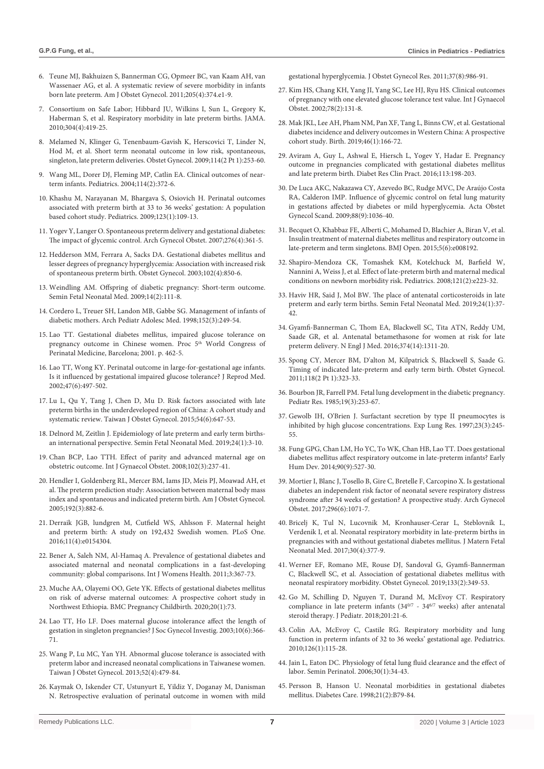6. Teune MJ, Bakhuizen S, Bannerman CG, Opmeer BC, van Kaam AH, van Wassenaer AG, et al. A systematic review of severe morbidity in infants born late preterm. Am J Obstet Gynecol. 2011;205(4):374.e1-9.

7. Consortium on Safe Labor; Hibbard JU, Wilkins I, Sun L, Gregory K, Haberman S, et al. Respiratory morbidity in late preterm births. JAMA. 2010;304(4):419-25.

8. Melamed N, Klinger G, Tenenbaum-Gavish K, Herscovici T, Linder N, Hod M, et al. Short term neonatal outcome in low risk, spontaneous, singleton, late preterm deliveries. Obstet Gynecol. 2009;114(2 Pt 1):253-60.

9. Wang ML, Dorer DJ, Fleming MP, Catlin EA. Clinical outcomes of near-term infants. Pediatrics. 2004;114(2):372-6.

10. Khashu M, Narayanan M, Bhargava S, Osiovich H. Perinatal outcomes associated with preterm birth at 33 to 36 weeks' gestation: A population based cohort study. Pediatrics. 2009;123(1):109-13.

11. Yogev Y, Langer O. Spontaneous preterm delivery and gestational diabetes: The impact of glycemic control. Arch Gynecol Obstet. 2007;276(4):361-5.

12. Hedderson MM, Ferrara A, Sacks DA. Gestational diabetes mellitus and lesser degrees of pregnancy hyperglycemia: Association with increased risk of spontaneous preterm birth. Obstet Gynecol. 2003;102(4):850-6.

13. Weindling AM. Offspring of diabetic pregnancy: Short-term outcome. Semin Fetal Neonatal Med. 2009;14(2):111-8.

14. Cordero L, Treuer SH, Landon MB, Gabbe SG. Management of infants of diabetic mothers. Arch Pediatr Adolesc Med. 1998;152(3):249-54.

15. Lao TT. Gestational diabetes mellitus, impaired glucose tolerance on pregnancy outcome in Chinese women. Proc 5th World Congress of Perinatal Medicine, Barcelona; 2001. p. 462-5.

16. Lao TT, Wong KY. Perinatal outcome in large-for-gestational age infants. Is it influenced by gestational impaired glucose tolerance? J Reprod Med. 2002;47(6):497-502.

17. Lu L, Qu Y, Tang J, Chen D, Mu D. Risk factors associated with late preterm births in the underdeveloped region of China: A cohort study and systematic review. Taiwan J Obstet Gynecol. 2015;54(6):647-53.

18. Delnord M, Zeitlin J. Epidemiology of late preterm and early term births-an international perspective. Semin Fetal Neonatal Med. 2019;24(1):3-10.

19. Chan BCP, Lao TTH. Effect of parity and advanced maternal age on obstetric outcome. Int J Gynaecol Obstet. 2008;102(3):237-41.

20. Hendler I, Goldenberg RL, Mercer BM, Iams JD, Meis PJ, Moawad AH, et al. The preterm prediction study: Association between maternal body mass index and spontaneous and indicated preterm birth. Am J Obstet Gynecol. 2005;192(3):882-6.

21. Derraik JGB, lundgren M, Cutfield WS, Ahlsson F. Maternal height and preterm birth: A study on 192,432 Swedish women. PLoS One. 2016;11(4):e0154304.

22. Bener A, Saleh NM, Al-Hamaq A. Prevalence of gestational diabetes and associated maternal and neonatal complications in a fast-developing community: global comparisons. Int J Womens Health. 2011;3:367-73.

23. Muche AA, Olayemi OO, Gete YK. Effects of gestational diabetes mellitus on risk of adverse maternal outcomes: A prospective cohort study in Northwest Ethiopia. BMC Pregnancy Childbirth. 2020;20(1):73.

24. Lao TT, Ho LF. Does maternal glucose intolerance affect the length of gestation in singleton pregnancies? J Soc Gynecol Investig. 2003;10(6):366-71.

25. Wang P, Lu MC, Yan YH. Abnormal glucose tolerance is associated with preterm labor and increased neonatal complications in Taiwanese women. Taiwan J Obstet Gynecol. 2013;52(4):479-84.

26. Kaymak O, Iskender CT, Ustunyurt E, Yildiz Y, Doganay M, Danisman N. Retrospective evaluation of perinatal outcome in women with mild gestational hyperglycemia. J Obstet Gynecol Res. 2011;37(8):986-91.

27. Kim HS, Chang KH, Yang JI, Yang SC, Lee HJ, Ryu HS. Clinical outcomes of pregnancy with one elevated glucose tolerance test value. Int J Gynaecol Obstet. 2002;78(2):131-8.

28. Mak JKL, Lee AH, Pham NM, Pan XF, Tang L, Binns CW, et al. Gestational diabetes incidence and delivery outcomes in Western China: A prospective cohort study. Birth. 2019;46(1):166-72.

29. Aviram A, Guy L, Ashwal E, Hiersch L, Yogev Y, Hadar E. Pregnancy outcome in pregnancies complicated with gestational diabetes mellitus and late preterm birth. Diabet Res Clin Pract. 2016;113:198-203.

30. De Luca AKC, Nakazawa CY, Azevedo BC, Rudge MVC, De Araújo Costa RA, Calderon IMP. Influence of glycemic control on fetal lung maturity in gestations affected by diabetes or mild hyperglycemia. Acta Obstet Gynecol Scand. 2009;88(9):1036-40.

31. Becquet O, Khabbaz FE, Alberti C, Mohamed D, Blachier A, Biran V, et al. Insulin treatment of maternal diabetes mellitus and respiratory outcome in late-preterm and term singletons. BMJ Open. 2015;5(6):e008192.

32. Shapiro-Mendoza CK, Tomashek KM, Kotelchuck M, Barfield W, Nannini A, Weiss J, et al. Effect of late-preterm birth and maternal medical conditions on newborn morbidity risk. Pediatrics. 2008;121(2):e223-32.

33. Haviv HR, Said J, Mol BW. The place of antenatal corticosteroids in late preterm and early term births. Semin Fetal Neonatal Med. 2019;24(1):37-42.

34. Gyamfi-Bannerman C, Thom EA, Blackwell SC, Tita ATN, Reddy UM, Saade GR, et al. Antenatal betamethasone for women at risk for late preterm delivery. N Engl J Med. 2016;374(14):1311-20.

35. Spong CY, Mercer BM, D'alton M, Kilpatrick S, Blackwell S, Saade G. Timing of indicated late-preterm and early term birth. Obstet Gynecol. 2011;118(2 Pt 1):323-33.

36. Bourbon JR, Farrell PM. Fetal lung development in the diabetic pregnancy. Pediatr Res. 1985;19(3):253-67.

37. Gewolb IH, O'Brien J. Surfactant secretion by type II pneumocytes is inhibited by high glucose concentrations. Exp Lung Res. 1997;23(3):245-55.

38. Fung GPG, Chan LM, Ho YC, To WK, Chan HB, Lao TT. Does gestational diabetes mellitus affect respiratory outcome in late-preterm infants? Early Hum Dev. 2014;90(9):527-30.

39. Mortier I, Blanc J, Tosello B, Gire C, Bretelle F, Carcopino X. Is gestational diabetes an independent risk factor of neonatal severe respiratory distress syndrome after 34 weeks of gestation? A prospective study. Arch Gynecol Obstet. 2017;296(6):1071-7.

40. Bricelj K, Tul N, Lucovnik M, Kronhauser-Cerar L, Steblovnik L, Verdenik I, et al. Neonatal respiratory morbidity in late-preterm births in pregnancies with and without gestational diabetes mellitus. J Matern Fetal Neonatal Med. 2017;30(4):377-9.

41. Werner EF, Romano ME, Rouse DJ, Sandoval G, Gyamfi-Bannerman C, Blackwell SC, et al. Association of gestational diabetes mellitus with neonatal respiratory morbidity. Obstet Gynecol. 2019;133(2):349-53.

42. Go M, Schilling D, Nguyen T, Durand M, McEvoy CT. Respiratory compliance in late preterm infants ($34^{0/7}$ - $34^{6/7}$ weeks) after antenatal steroid therapy. J Pediatr. 2018;201:21-6.

43. Colin AA, McEvoy C, Castile RG. Respiratory morbidity and lung function in preterm infants of 32 to 36 weeks' gestational age. Pediatrics. 2010;126(1):115-28.

44. Jain L, Eaton DC. Physiology of fetal lung fluid clearance and the effect of labor. Semin Perinatol. 2006;30(1):34-43.

45. Persson B, Hanson U. Neonatal morbidities in gestational diabetes mellitus. Diabetes Care. 1998;21(2):B79-84.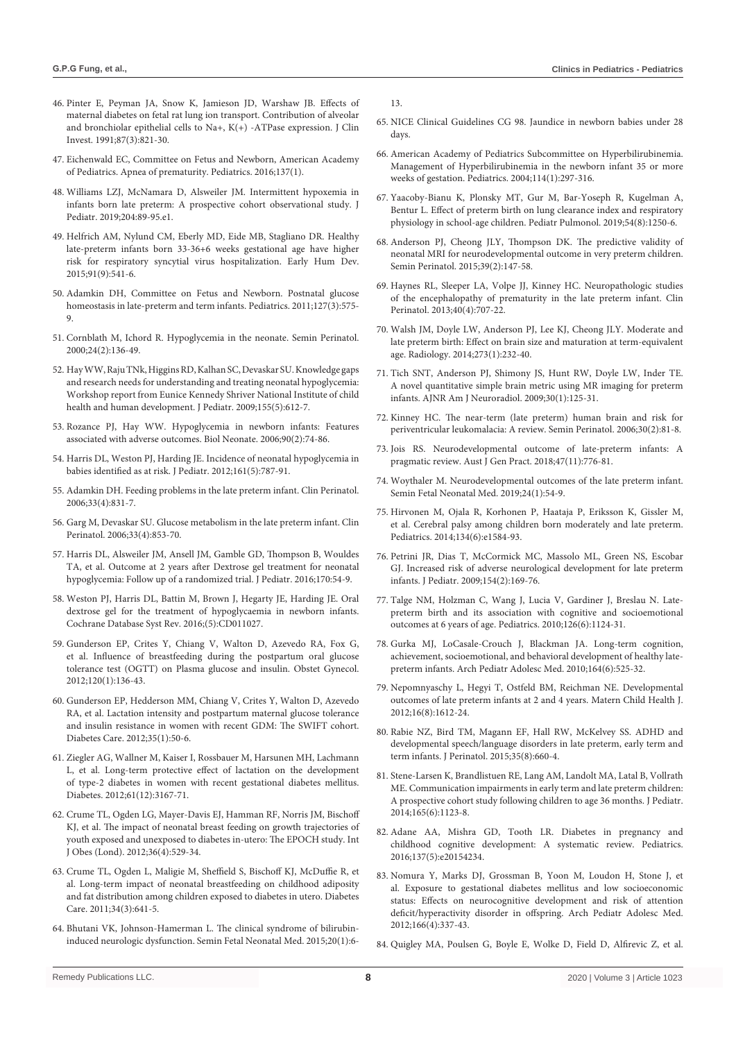46. Pinter E, Peyman JA, Snow K, Jamieson JD, Warshaw JB. Effects of maternal diabetes on fetal rat lung ion transport. Contribution of alveolar and bronchiolar epithelial cells to Na+, K(+) -ATPase expression. J Clin Invest. 1991;87(3):821-30.

47. Eichenwald EC, Committee on Fetus and Newborn, American Academy of Pediatrics. Apnea of prematurity. Pediatrics. 2016;137(1).

48. Williams LZJ, McNamara D, Alsweiler JM. Intermittent hypoxemia in infants born late preterm: A prospective cohort observational study. J Pediatr. 2019;204:89-95.e1.

49. Helfrich AM, Nylund CM, Eberly MD, Eide MB, Stagliano DR. Healthy late-preterm infants born 33-36+6 weeks gestational age have higher risk for respiratory syncytial virus hospitalization. Early Hum Dev. 2015;91(9):541-6.

50. Adamkin DH, Committee on Fetus and Newborn. Postnatal glucose homeostasis in late-preterm and term infants. Pediatrics. 2011;127(3):575-9.

51. Cornblath M, Ichord R. Hypoglycemia in the neonate. Semin Perinatol. 2000;24(2):136-49.

52. Hay WW, Raju TNk, Higgins RD, Kalhan SC, Devaskar SU. Knowledge gaps and research needs for understanding and treating neonatal hypoglycemia: Workshop report from Eunice Kennedy Shriver National Institute of child health and human development. J Pediatr. 2009;155(5):612-7.

53. Rozance PJ, Hay WW. Hypoglycemia in newborn infants: Features associated with adverse outcomes. Biol Neonate. 2006;90(2):74-86.

54. Harris DL, Weston PJ, Harding JE. Incidence of neonatal hypoglycemia in babies identified as at risk. J Pediatr. 2012;161(5):787-91.

55. Adamkin DH. Feeding problems in the late preterm infant. Clin Perinatol. 2006;33(4):831-7.

56. Garg M, Devaskar SU. Glucose metabolism in the late preterm infant. Clin Perinatol. 2006;33(4):853-70.

57. Harris DL, Alsweiler JM, Ansell JM, Gamble GD, Thompson B, Wouldes TA, et al. Outcome at 2 years after Dextrose gel treatment for neonatal hypoglycemia: Follow up of a randomized trial. J Pediatr. 2016;170:54-9.

58. Weston PJ, Harris DL, Battin M, Brown J, Hegarty JE, Harding JE. Oral dextrose gel for the treatment of hypoglycaemia in newborn infants. Cochrane Database Syst Rev. 2016;(5):CD011027.

59. Gunderson EP, Crites Y, Chiang V, Walton D, Azevedo RA, Fox G, et al. Influence of breastfeeding during the postpartum oral glucose tolerance test (OGTT) on Plasma glucose and insulin. Obstet Gynecol. 2012;120(1):136-43.

60. Gunderson EP, Hedderson MM, Chiang V, Crites Y, Walton D, Azevedo RA, et al. Lactation intensity and postpartum maternal glucose tolerance and insulin resistance in women with recent GDM: The SWIFT cohort. Diabetes Care. 2012;35(1):50-6.

61. Ziegler AG, Wallner M, Kaiser I, Rossbauer M, Harsunen MH, Lachmann L, et al. Long-term protective effect of lactation on the development of type-2 diabetes in women with recent gestational diabetes mellitus. Diabetes. 2012;61(12):3167-71.

62. Crume TL, Ogden LG, Mayer-Davis EJ, Hamman RF, Norris JM, Bischoff KJ, et al. The impact of neonatal breast feeding on growth trajectories of youth exposed and unexposed to diabetes in-utero: The EPOCH study. Int J Obes (Lond). 2012;36(4):529-34.

63. Crume TL, Ogden L, Maligie M, Sheffield S, Bischoff KJ, McDuffie R, et al. Long-term impact of neonatal breastfeeding on childhood adiposity and fat distribution among children exposed to diabetes in utero. Diabetes Care. 2011;34(3):641-5.

64. Bhutani VK, Johnson-Hamerman L. The clinical syndrome of bilirubin-induced neurologic dysfunction. Semin Fetal Neonatal Med. 2015;20(1):6-13.

65. NICE Clinical Guidelines CG 98. Jaundice in newborn babies under 28 days.

66. American Academy of Pediatrics Subcommittee on Hyperbilirubinemia. Management of Hyperbilirubinemia in the newborn infant 35 or more weeks of gestation. Pediatrics. 2004;114(1):297-316.

67. Yaacoby-Bianu K, Plonsky MT, Gur M, Bar-Yoseph R, Kugelman A, Bentur L. Effect of preterm birth on lung clearance index and respiratory physiology in school-age children. Pediatr Pulmonol. 2019;54(8):1250-6.

68. Anderson PJ, Cheong JLY, Thompson DK. The predictive validity of neonatal MRI for neurodevelopmental outcome in very preterm children. Semin Perinatol. 2015;39(2):147-58.

69. Haynes RL, Sleeper LA, Volpe JJ, Kinney HC. Neuropathologic studies of the encephalopathy of prematurity in the late preterm infant. Clin Perinatol. 2013;40(4):707-22.

70. Walsh JM, Doyle LW, Anderson PJ, Lee KJ, Cheong JLY. Moderate and late preterm birth: Effect on brain size and maturation at term-equivalent age. Radiology. 2014;273(1):232-40.

71. Tich SNT, Anderson PJ, Shimony JS, Hunt RW, Doyle LW, Inder TE. A novel quantitative simple brain metric using MR imaging for preterm infants. AJNR Am J Neuroradiol. 2009;30(1):125-31.

72. Kinney HC. The near-term (late preterm) human brain and risk for periventricular leukomalacia: A review. Semin Perinatol. 2006;30(2):81-8.

73. Jois RS. Neurodevelopmental outcome of late-preterm infants: A pragmatic review. Aust J Gen Pract. 2018;47(11):776-81.

74. Woythaler M. Neurodevelopmental outcomes of the late preterm infant. Semin Fetal Neonatal Med. 2019;24(1):54-9.

75. Hirvonen M, Ojala R, Korhonen P, Haataja P, Eriksson K, Gissler M, et al. Cerebral palsy among children born moderately and late preterm. Pediatrics. 2014;134(6):e1584-93.

76. Petrini JR, Dias T, McCormick MC, Massolo ML, Green NS, Escobar GJ. Increased risk of adverse neurological development for late preterm infants. J Pediatr. 2009;154(2):169-76.

77. Talge NM, Holzman C, Wang J, Lucia V, Gardiner J, Breslau N. Late-preterm birth and its association with cognitive and socioemotional outcomes at 6 years of age. Pediatrics. 2010;126(6):1124-31.

78. Gurka MJ, LoCasale-Crouch J, Blackman JA. Long-term cognition, achievement, socioemotional, and behavioral development of healthy late-preterm infants. Arch Pediatr Adolesc Med. 2010;164(6):525-32.

79. Nepomnyaschy L, Hegyi T, Ostfeld BM, Reichman NE. Developmental outcomes of late preterm infants at 2 and 4 years. Matern Child Health J. 2012;16(8):1612-24.

80. Rabie NZ, Bird TM, Magann EF, Hall RW, McKelvey SS. ADHD and developmental speech/language disorders in late preterm, early term and term infants. J Perinatol. 2015;35(8):660-4.

81. Stene-Larsen K, Brandlistuen RE, Lang AM, Landolt MA, Latal B, Vollrath ME. Communication impairments in early term and late preterm children: A prospective cohort study following children to age 36 months. J Pediatr. 2014;165(6):1123-8.

82. Adane AA, Mishra GD, Tooth LR. Diabetes in pregnancy and childhood cognitive development: A systematic review. Pediatrics. 2016;137(5):e20154234.

83. Nomura Y, Marks DJ, Grossman B, Yoon M, Loudon H, Stone J, et al. Exposure to gestational diabetes mellitus and low socioeconomic status: Effects on neurocognitive development and risk of attention deficit/hyperactivity disorder in offspring. Arch Pediatr Adolesc Med. 2012;166(4):337-43.

84. Quigley MA, Poulsen G, Boyle E, Wolke D, Field D, Alfirevic Z, et al.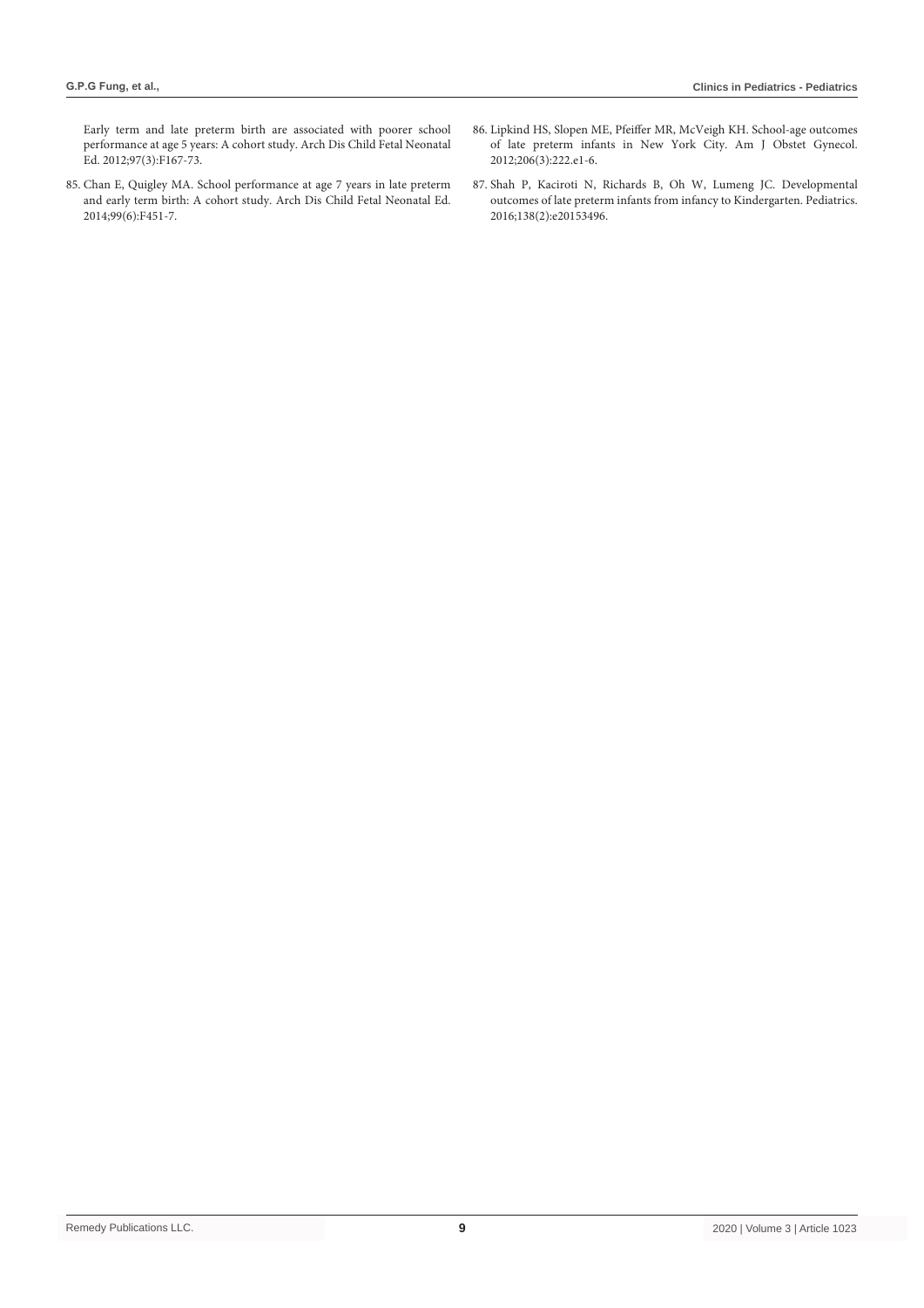Early term and late preterm birth are associated with poorer school performance at age 5 years: A cohort study. Arch Dis Child Fetal Neonatal Ed. 2012;97(3):F167-73.

85. Chan E, Quigley MA. School performance at age 7 years in late preterm and early term birth: A cohort study. Arch Dis Child Fetal Neonatal Ed. 2014;99(6):F451-7.

86. Lipkind HS, Slopen ME, Pfeiffer MR, McVeigh KH. School-age outcomes of late preterm infants in New York City. Am J Obstet Gynecol. 2012;206(3):222.e1-6.

87. Shah P, Kaciroti N, Richards B, Oh W, Lumeng JC. Developmental outcomes of late preterm infants from infancy to Kindergarten. Pediatrics. 2016;138(2):e20153496.